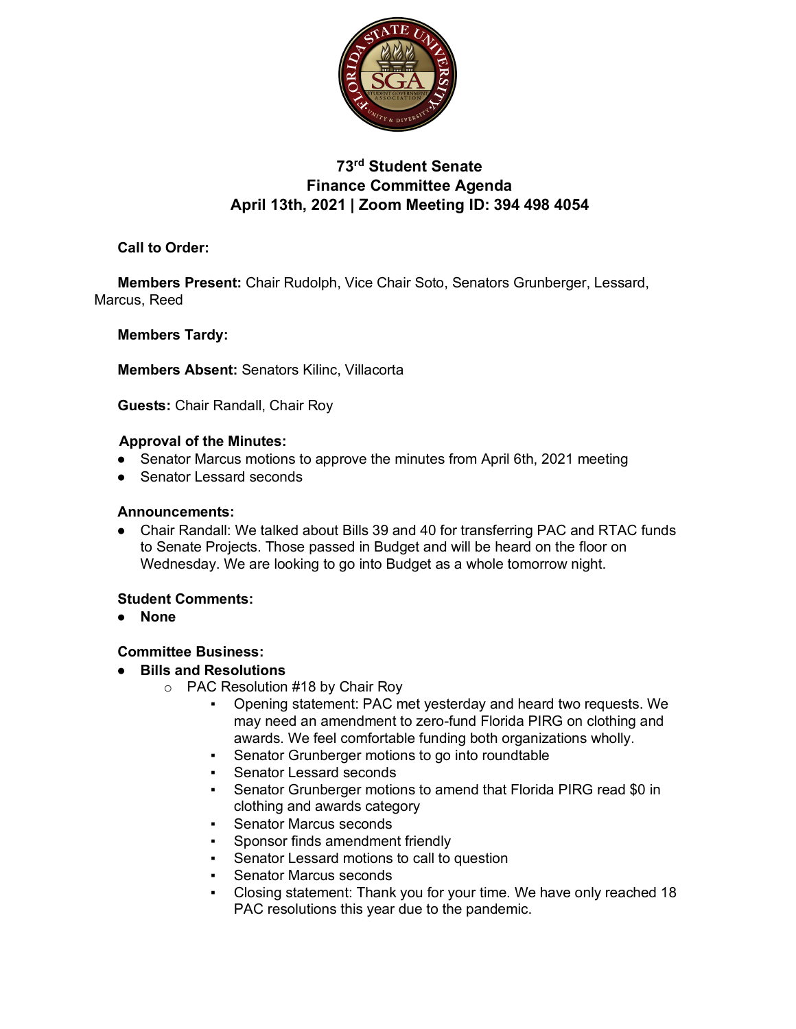# 73rd Student Senate
## Finance Committee Agenda
### April 13th, 2021 | Zoom Meeting ID: 394 498 4054

**Call to Order:**

**Members Present:** Chair Rudolph, Vice Chair Soto, Senators Grunberger, Lessard, Marcus, Reed

**Members Tardy:**

**Members Absent:** Senators Kilinc, Villacorta

**Guests:** Chair Randall, Chair Roy

**Approval of the Minutes:**

- Senator Marcus motions to approve the minutes from April 6th, 2021 meeting
- Senator Lessard seconds

**Announcements:**

- Chair Randall: We talked about Bills 39 and 40 for transferring PAC and RTAC funds to Senate Projects. Those passed in Budget and will be heard on the floor on Wednesday. We are looking to go into Budget as a whole tomorrow night.

**Student Comments:**

- **None**

**Committee Business:**

- **Bills and Resolutions**
  - PAC Resolution #18 by Chair Roy
    - Opening statement: PAC met yesterday and heard two requests. We may need an amendment to zero-fund Florida PIRG on clothing and awards. We feel comfortable funding both organizations wholly.
    - Senator Grunberger motions to go into roundtable
    - Senator Lessard seconds
    - Senator Grunberger motions to amend that Florida PIRG read $0 in clothing and awards category
    - Senator Marcus seconds
    - Sponsor finds amendment friendly
    - Senator Lessard motions to call to question
    - Senator Marcus seconds
    - Closing statement: Thank you for your time. We have only reached 18 PAC resolutions this year due to the pandemic.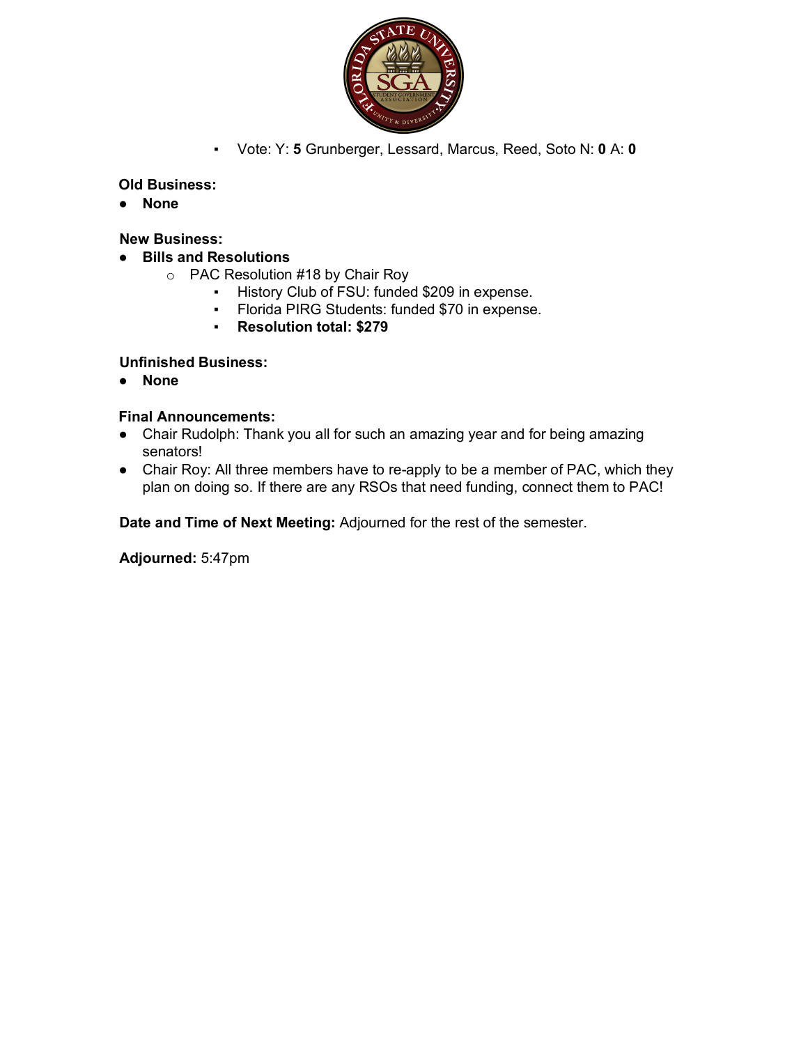- Vote: Y: **5** Grunberger, Lessard, Marcus, Reed, Soto N: **0** A: **0**

**Old Business:**
- **None**

**New Business:**
- **Bills and Resolutions**
  - PAC Resolution #18 by Chair Roy
    - History Club of FSU: funded $209 in expense.
    - Florida PIRG Students: funded $70 in expense.
    - **Resolution total: $279**

**Unfinished Business:**
- **None**

**Final Announcements:**
- Chair Rudolph: Thank you all for such an amazing year and for being amazing senators!
- Chair Roy: All three members have to re-apply to be a member of PAC, which they plan on doing so. If there are any RSOs that need funding, connect them to PAC!

**Date and Time of Next Meeting:** Adjourned for the rest of the semester.

**Adjourned:** 5:47pm